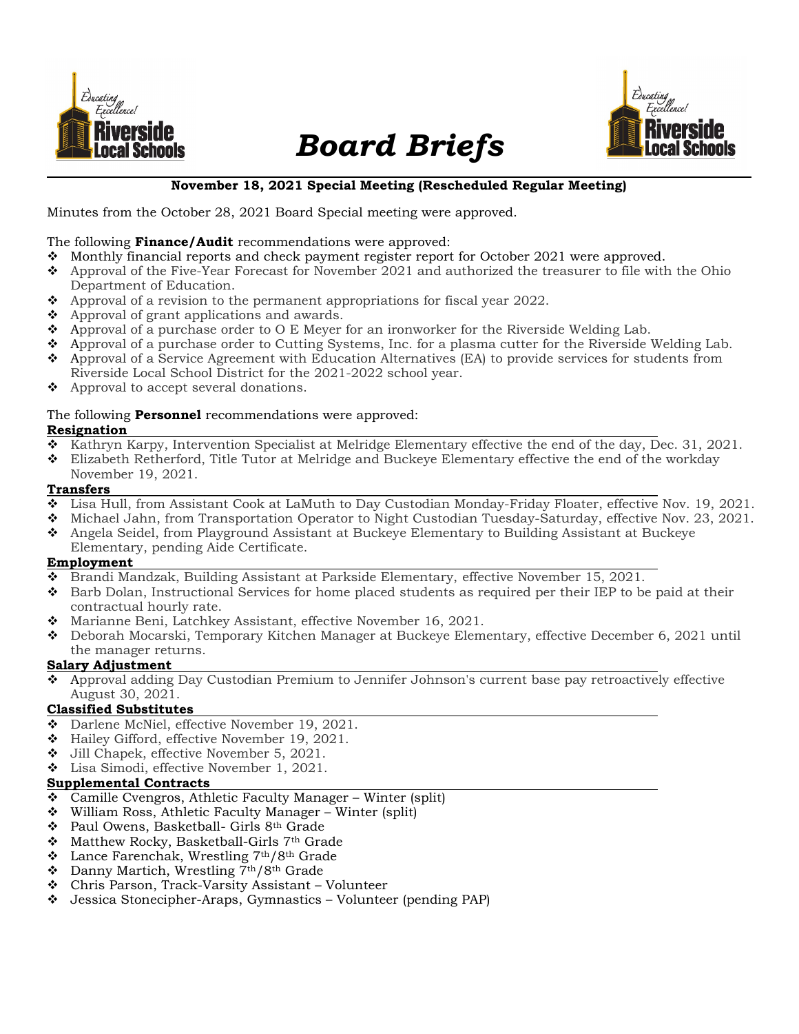# Board Briefs

**November 18, 2021 Special Meeting (Rescheduled Regular Meeting)**

Minutes from the October 28, 2021 Board Special meeting were approved.

The following **Finance/Audit** recommendations were approved:

- Monthly financial reports and check payment register report for October 2021 were approved.
- Approval of the Five-Year Forecast for November 2021 and authorized the treasurer to file with the Ohio Department of Education.
- Approval of a revision to the permanent appropriations for fiscal year 2022.
- Approval of grant applications and awards.
- Approval of a purchase order to O E Meyer for an ironworker for the Riverside Welding Lab.
- Approval of a purchase order to Cutting Systems, Inc. for a plasma cutter for the Riverside Welding Lab.
- Approval of a Service Agreement with Education Alternatives (EA) to provide services for students from Riverside Local School District for the 2021-2022 school year.
- Approval to accept several donations.

The following **Personnel** recommendations were approved:

**Resignation**

- Kathryn Karpy, Intervention Specialist at Melridge Elementary effective the end of the day, Dec. 31, 2021.
- Elizabeth Retherford, Title Tutor at Melridge and Buckeye Elementary effective the end of the workday November 19, 2021.

**Transfers**

- Lisa Hull, from Assistant Cook at LaMuth to Day Custodian Monday-Friday Floater, effective Nov. 19, 2021.
- Michael Jahn, from Transportation Operator to Night Custodian Tuesday-Saturday, effective Nov. 23, 2021.
- Angela Seidel, from Playground Assistant at Buckeye Elementary to Building Assistant at Buckeye Elementary, pending Aide Certificate.

**Employment**

- Brandi Mandzak, Building Assistant at Parkside Elementary, effective November 15, 2021.
- Barb Dolan, Instructional Services for home placed students as required per their IEP to be paid at their contractual hourly rate.
- Marianne Beni, Latchkey Assistant, effective November 16, 2021.
- Deborah Mocarski, Temporary Kitchen Manager at Buckeye Elementary, effective December 6, 2021 until the manager returns.

**Salary Adjustment**

- Approval adding Day Custodian Premium to Jennifer Johnson's current base pay retroactively effective August 30, 2021.

**Classified Substitutes**

- Darlene McNiel, effective November 19, 2021.
- Hailey Gifford, effective November 19, 2021.
- Jill Chapek, effective November 5, 2021.
- Lisa Simodi, effective November 1, 2021.

**Supplemental Contracts**

- Camille Cvengros, Athletic Faculty Manager – Winter (split)
- William Ross, Athletic Faculty Manager – Winter (split)
- Paul Owens, Basketball- Girls 8th Grade
- Matthew Rocky, Basketball-Girls 7th Grade
- Lance Farenchak, Wrestling 7th/8th Grade
- Danny Martich, Wrestling 7th/8th Grade
- Chris Parson, Track-Varsity Assistant – Volunteer
- Jessica Stonecipher-Araps, Gymnastics – Volunteer (pending PAP)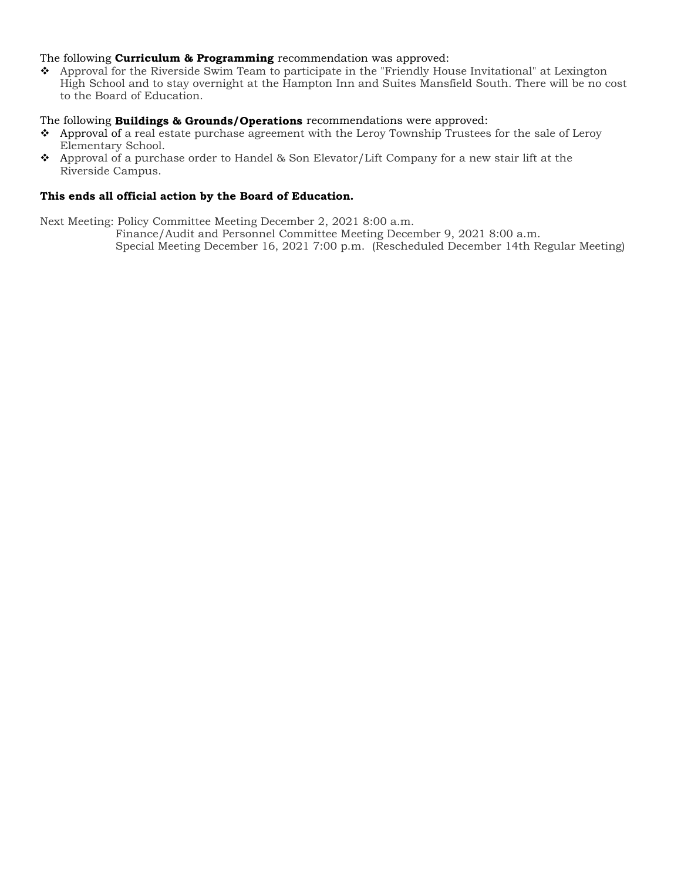The following **Curriculum & Programming** recommendation was approved:

- Approval for the Riverside Swim Team to participate in the "Friendly House Invitational" at Lexington High School and to stay overnight at the Hampton Inn and Suites Mansfield South. There will be no cost to the Board of Education.

The following **Buildings & Grounds/Operations** recommendations were approved:

- Approval of a real estate purchase agreement with the Leroy Township Trustees for the sale of Leroy Elementary School.
- Approval of a purchase order to Handel & Son Elevator/Lift Company for a new stair lift at the Riverside Campus.

**This ends all official action by the Board of Education.**

Next Meeting: Policy Committee Meeting December 2, 2021 8:00 a.m.
Finance/Audit and Personnel Committee Meeting December 9, 2021 8:00 a.m.
Special Meeting December 16, 2021 7:00 p.m. (Rescheduled December 14th Regular Meeting)